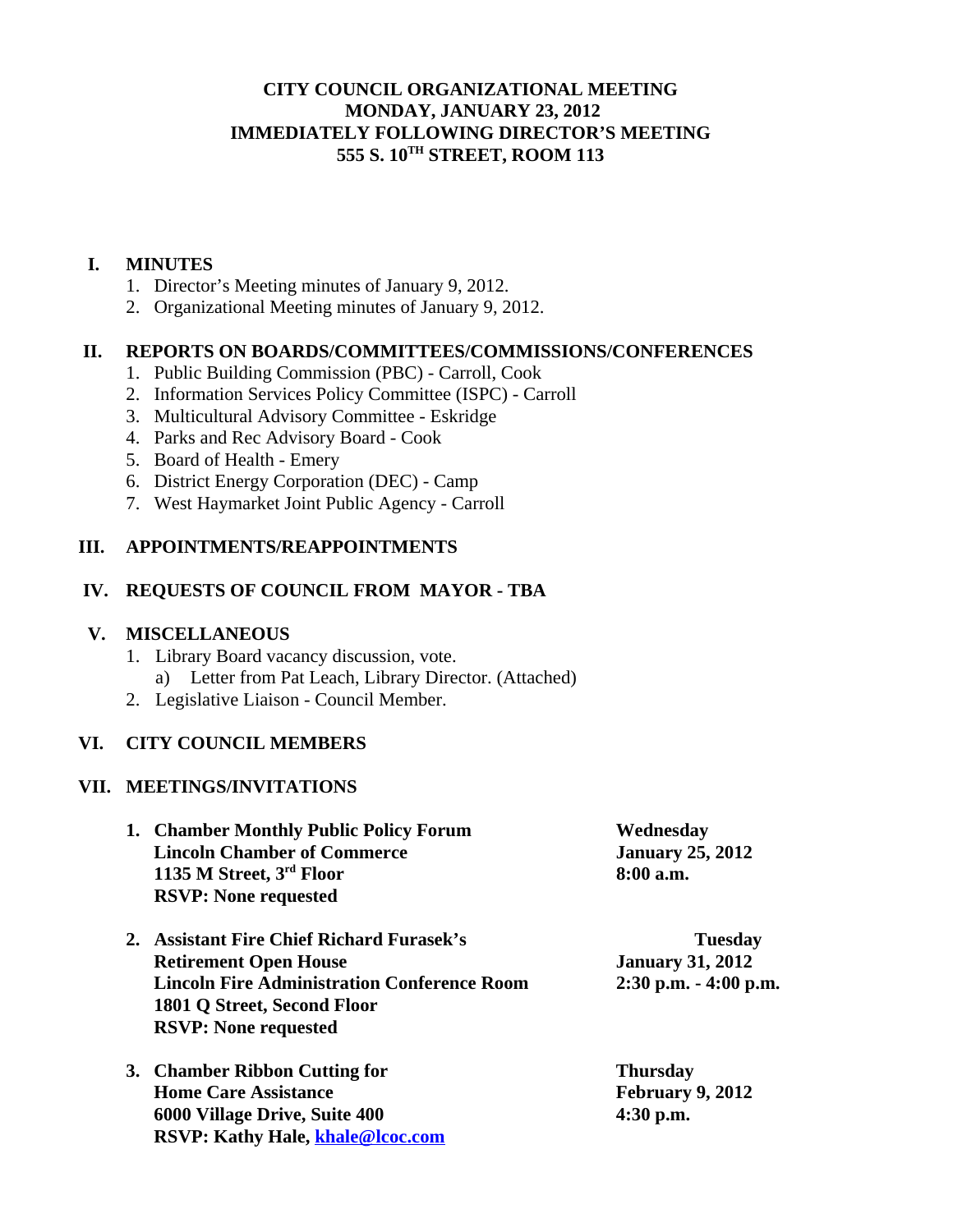# CITY COUNCIL ORGANIZATIONAL MEETING
# MONDAY, JANUARY 23, 2012
# IMMEDIATELY FOLLOWING DIRECTOR'S MEETING
# 555 S. 10TH STREET, ROOM 113

## I. MINUTES

1. Director's Meeting minutes of January 9, 2012.
2. Organizational Meeting minutes of January 9, 2012.

## II. REPORTS ON BOARDS/COMMITTEES/COMMISSIONS/CONFERENCES

1. Public Building Commission (PBC) - Carroll, Cook
2. Information Services Policy Committee (ISPC) - Carroll
3. Multicultural Advisory Committee - Eskridge
4. Parks and Rec Advisory Board - Cook
5. Board of Health - Emery
6. District Energy Corporation (DEC) - Camp
7. West Haymarket Joint Public Agency - Carroll

## III. APPOINTMENTS/REAPPOINTMENTS

## IV. REQUESTS OF COUNCIL FROM MAYOR - TBA

## V. MISCELLANEOUS

1. Library Board vacancy discussion, vote.
   a) Letter from Pat Leach, Library Director. (Attached)
2. Legislative Liaison - Council Member.

## VI. CITY COUNCIL MEMBERS

## VII. MEETINGS/INVITATIONS

1. **Chamber Monthly Public Policy Forum**
   **Lincoln Chamber of Commerce**
   **1135 M Street, 3rd Floor**
   **RSVP: None requested**
   **Wednesday**
   **January 25, 2012**
   **8:00 a.m.**

2. **Assistant Fire Chief Richard Furasek's Retirement Open House**
   **Lincoln Fire Administration Conference Room**
   **1801 Q Street, Second Floor**
   **RSVP: None requested**
   **Tuesday**
   **January 31, 2012**
   **2:30 p.m. - 4:00 p.m.**

3. **Chamber Ribbon Cutting for Home Care Assistance**
   **6000 Village Drive, Suite 400**
   **RSVP: Kathy Hale, khale@lcoc.com**
   **Thursday**
   **February 9, 2012**
   **4:30 p.m.**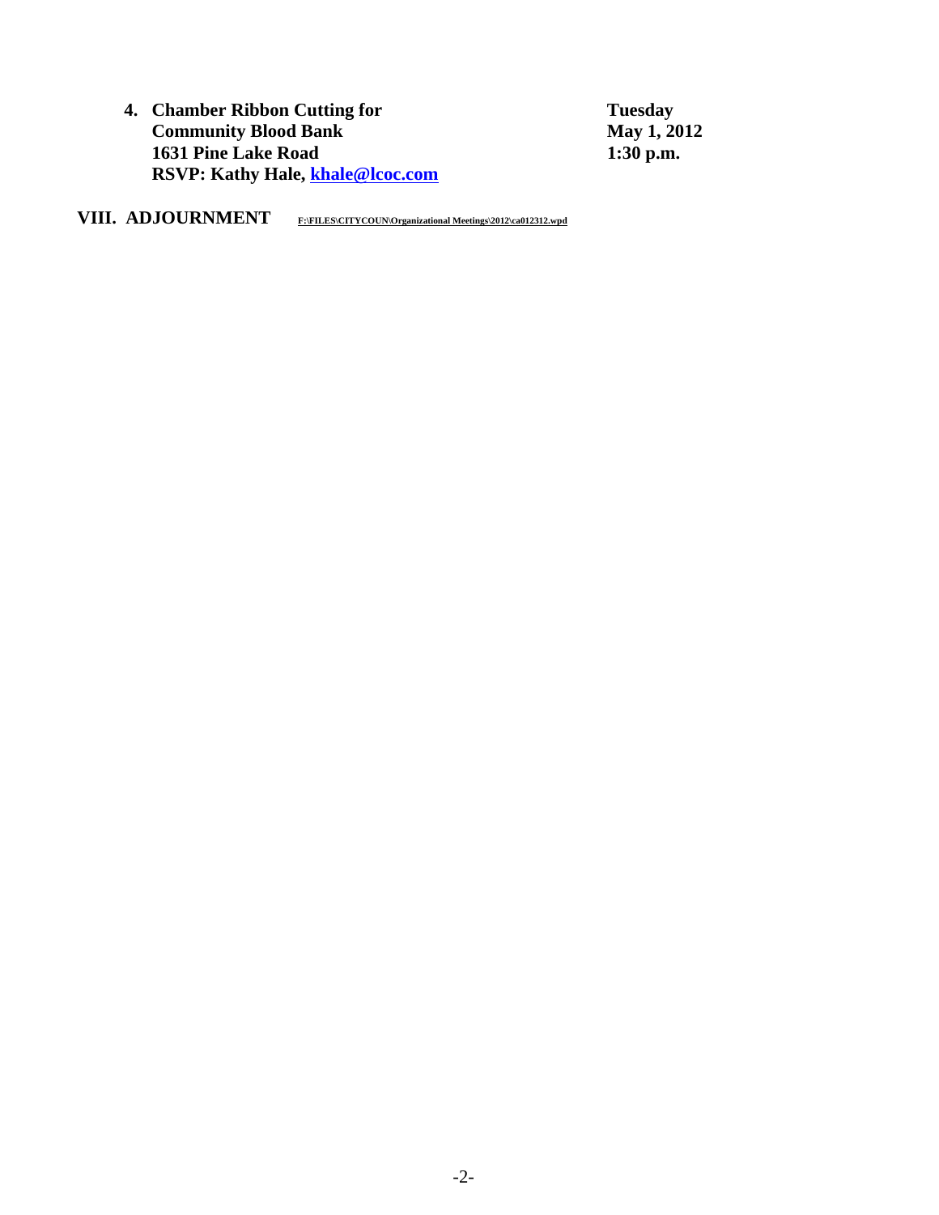4. **Chamber Ribbon Cutting for Community Blood Bank**
   **1631 Pine Lake Road**
   **RSVP: Kathy Hale, khale@lcoc.com**

   **Tuesday**
   **May 1, 2012**
   **1:30 p.m.**

**VIII. ADJOURNMENT** F:\FILES\CITYCOUN\Organizational Meetings\2012\ca012312.wpd